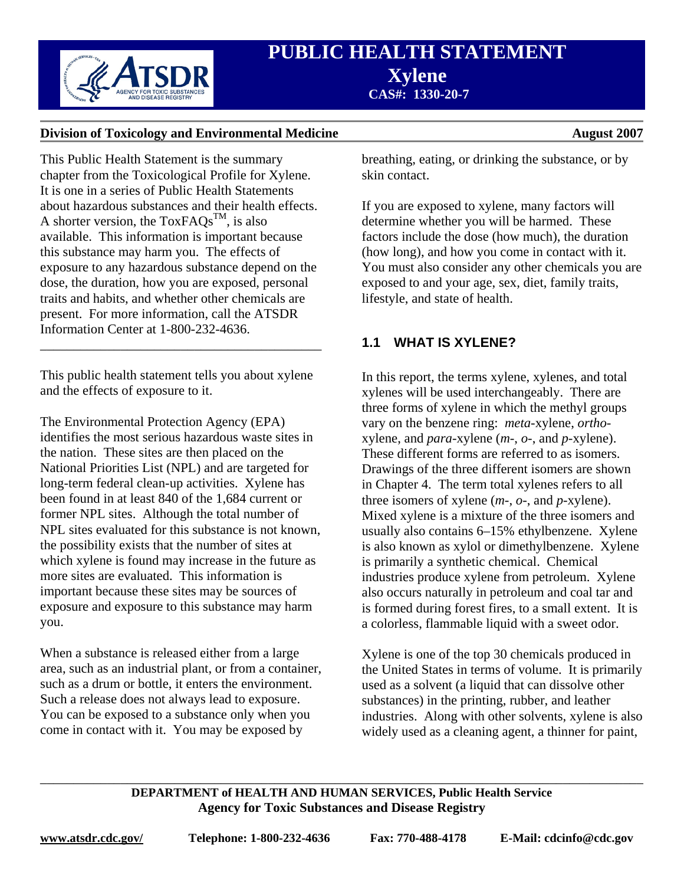# PUBLIC HEALTH STATEMENT

## Xylene

**CAS#: 1330-20-7**

**Division of Toxicology and Environmental Medicine** **August 2007**

This Public Health Statement is the summary chapter from the Toxicological Profile for Xylene. It is one in a series of Public Health Statements about hazardous substances and their health effects. A shorter version, the ToxFAQs™, is also available. This information is important because this substance may harm you. The effects of exposure to any hazardous substance depend on the dose, the duration, how you are exposed, personal traits and habits, and whether other chemicals are present. For more information, call the ATSDR Information Center at 1-800-232-4636.

---

This public health statement tells you about xylene and the effects of exposure to it.

The Environmental Protection Agency (EPA) identifies the most serious hazardous waste sites in the nation. These sites are then placed on the National Priorities List (NPL) and are targeted for long-term federal clean-up activities. Xylene has been found in at least 840 of the 1,684 current or former NPL sites. Although the total number of NPL sites evaluated for this substance is not known, the possibility exists that the number of sites at which xylene is found may increase in the future as more sites are evaluated. This information is important because these sites may be sources of exposure and exposure to this substance may harm you.

When a substance is released either from a large area, such as an industrial plant, or from a container, such as a drum or bottle, it enters the environment. Such a release does not always lead to exposure. You can be exposed to a substance only when you come in contact with it. You may be exposed by breathing, eating, or drinking the substance, or by skin contact.

If you are exposed to xylene, many factors will determine whether you will be harmed. These factors include the dose (how much), the duration (how long), and how you come in contact with it. You must also consider any other chemicals you are exposed to and your age, sex, diet, family traits, lifestyle, and state of health.

### 1.1 WHAT IS XYLENE?

In this report, the terms xylene, xylenes, and total xylenes will be used interchangeably. There are three forms of xylene in which the methyl groups vary on the benzene ring: *meta*-xylene, *ortho*-xylene, and *para*-xylene (*m*-, *o*-, and *p*-xylene). These different forms are referred to as isomers. Drawings of the three different isomers are shown in Chapter 4. The term total xylenes refers to all three isomers of xylene (*m*-, *o*-, and *p*-xylene). Mixed xylene is a mixture of the three isomers and usually also contains 6–15% ethylbenzene. Xylene is also known as xylol or dimethylbenzene. Xylene is primarily a synthetic chemical. Chemical industries produce xylene from petroleum. Xylene also occurs naturally in petroleum and coal tar and is formed during forest fires, to a small extent. It is a colorless, flammable liquid with a sweet odor.

Xylene is one of the top 30 chemicals produced in the United States in terms of volume. It is primarily used as a solvent (a liquid that can dissolve other substances) in the printing, rubber, and leather industries. Along with other solvents, xylene is also widely used as a cleaning agent, a thinner for paint,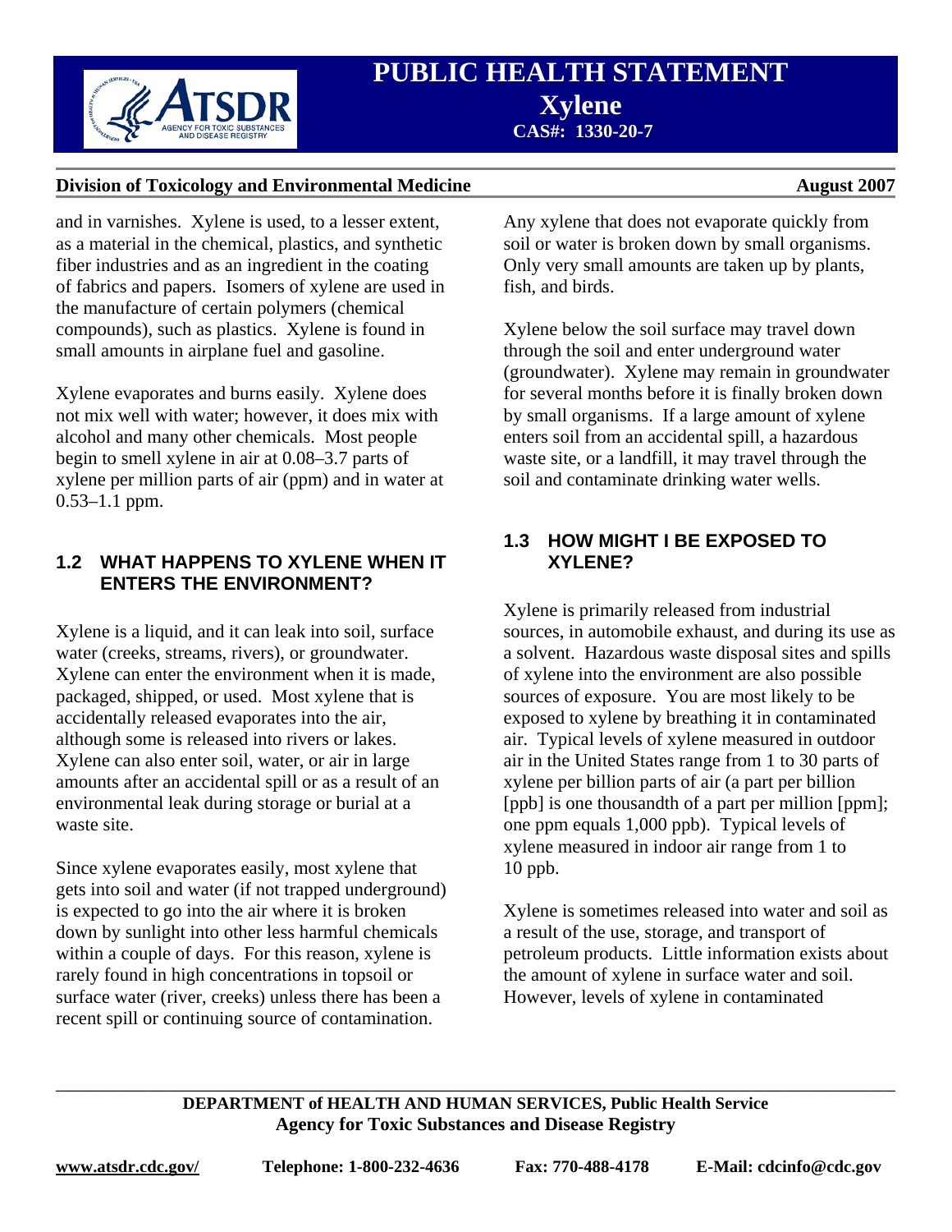and in varnishes. Xylene is used, to a lesser extent, as a material in the chemical, plastics, and synthetic fiber industries and as an ingredient in the coating of fabrics and papers. Isomers of xylene are used in the manufacture of certain polymers (chemical compounds), such as plastics. Xylene is found in small amounts in airplane fuel and gasoline.

Xylene evaporates and burns easily. Xylene does not mix well with water; however, it does mix with alcohol and many other chemicals. Most people begin to smell xylene in air at 0.08–3.7 parts of xylene per million parts of air (ppm) and in water at 0.53–1.1 ppm.

## 1.2 WHAT HAPPENS TO XYLENE WHEN IT ENTERS THE ENVIRONMENT?

Xylene is a liquid, and it can leak into soil, surface water (creeks, streams, rivers), or groundwater. Xylene can enter the environment when it is made, packaged, shipped, or used. Most xylene that is accidentally released evaporates into the air, although some is released into rivers or lakes. Xylene can also enter soil, water, or air in large amounts after an accidental spill or as a result of an environmental leak during storage or burial at a waste site.

Since xylene evaporates easily, most xylene that gets into soil and water (if not trapped underground) is expected to go into the air where it is broken down by sunlight into other less harmful chemicals within a couple of days. For this reason, xylene is rarely found in high concentrations in topsoil or surface water (river, creeks) unless there has been a recent spill or continuing source of contamination.

Any xylene that does not evaporate quickly from soil or water is broken down by small organisms. Only very small amounts are taken up by plants, fish, and birds.

Xylene below the soil surface may travel down through the soil and enter underground water (groundwater). Xylene may remain in groundwater for several months before it is finally broken down by small organisms. If a large amount of xylene enters soil from an accidental spill, a hazardous waste site, or a landfill, it may travel through the soil and contaminate drinking water wells.

## 1.3 HOW MIGHT I BE EXPOSED TO XYLENE?

Xylene is primarily released from industrial sources, in automobile exhaust, and during its use as a solvent. Hazardous waste disposal sites and spills of xylene into the environment are also possible sources of exposure. You are most likely to be exposed to xylene by breathing it in contaminated air. Typical levels of xylene measured in outdoor air in the United States range from 1 to 30 parts of xylene per billion parts of air (a part per billion [ppb] is one thousandth of a part per million [ppm]; one ppm equals 1,000 ppb). Typical levels of xylene measured in indoor air range from 1 to 10 ppb.

Xylene is sometimes released into water and soil as a result of the use, storage, and transport of petroleum products. Little information exists about the amount of xylene in surface water and soil. However, levels of xylene in contaminated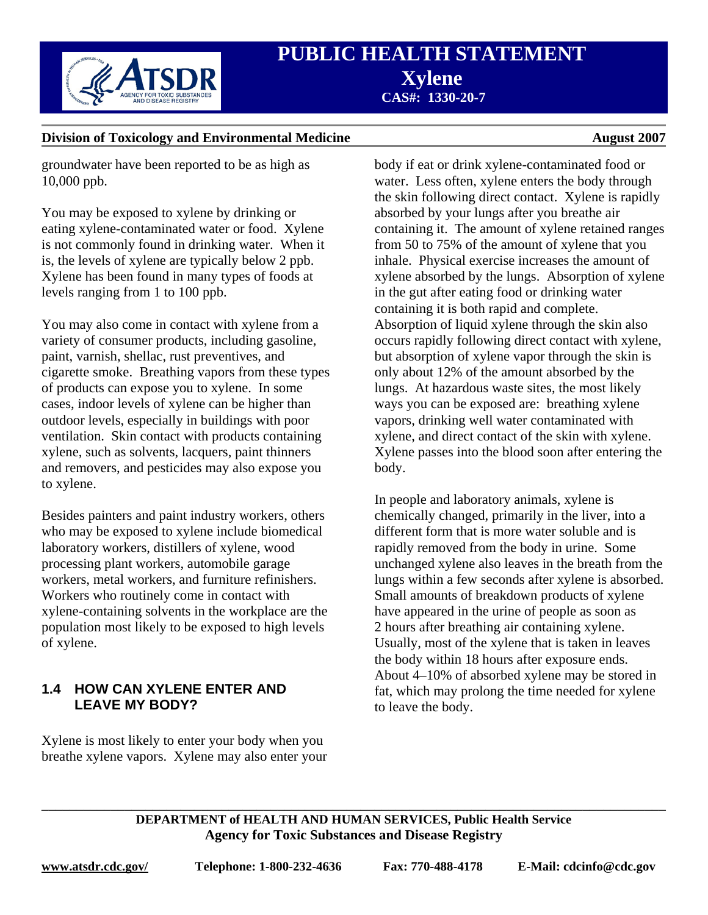groundwater have been reported to be as high as 10,000 ppb.

You may be exposed to xylene by drinking or eating xylene-contaminated water or food. Xylene is not commonly found in drinking water. When it is, the levels of xylene are typically below 2 ppb. Xylene has been found in many types of foods at levels ranging from 1 to 100 ppb.

You may also come in contact with xylene from a variety of consumer products, including gasoline, paint, varnish, shellac, rust preventives, and cigarette smoke. Breathing vapors from these types of products can expose you to xylene. In some cases, indoor levels of xylene can be higher than outdoor levels, especially in buildings with poor ventilation. Skin contact with products containing xylene, such as solvents, lacquers, paint thinners and removers, and pesticides may also expose you to xylene.

Besides painters and paint industry workers, others who may be exposed to xylene include biomedical laboratory workers, distillers of xylene, wood processing plant workers, automobile garage workers, metal workers, and furniture refinishers. Workers who routinely come in contact with xylene-containing solvents in the workplace are the population most likely to be exposed to high levels of xylene.

## 1.4 HOW CAN XYLENE ENTER AND LEAVE MY BODY?

Xylene is most likely to enter your body when you breathe xylene vapors. Xylene may also enter your body if eat or drink xylene-contaminated food or water. Less often, xylene enters the body through the skin following direct contact. Xylene is rapidly absorbed by your lungs after you breathe air containing it. The amount of xylene retained ranges from 50 to 75% of the amount of xylene that you inhale. Physical exercise increases the amount of xylene absorbed by the lungs. Absorption of xylene in the gut after eating food or drinking water containing it is both rapid and complete. Absorption of liquid xylene through the skin also occurs rapidly following direct contact with xylene, but absorption of xylene vapor through the skin is only about 12% of the amount absorbed by the lungs. At hazardous waste sites, the most likely ways you can be exposed are: breathing xylene vapors, drinking well water contaminated with xylene, and direct contact of the skin with xylene. Xylene passes into the blood soon after entering the body.

In people and laboratory animals, xylene is chemically changed, primarily in the liver, into a different form that is more water soluble and is rapidly removed from the body in urine. Some unchanged xylene also leaves in the breath from the lungs within a few seconds after xylene is absorbed. Small amounts of breakdown products of xylene have appeared in the urine of people as soon as 2 hours after breathing air containing xylene. Usually, most of the xylene that is taken in leaves the body within 18 hours after exposure ends. About 4–10% of absorbed xylene may be stored in fat, which may prolong the time needed for xylene to leave the body.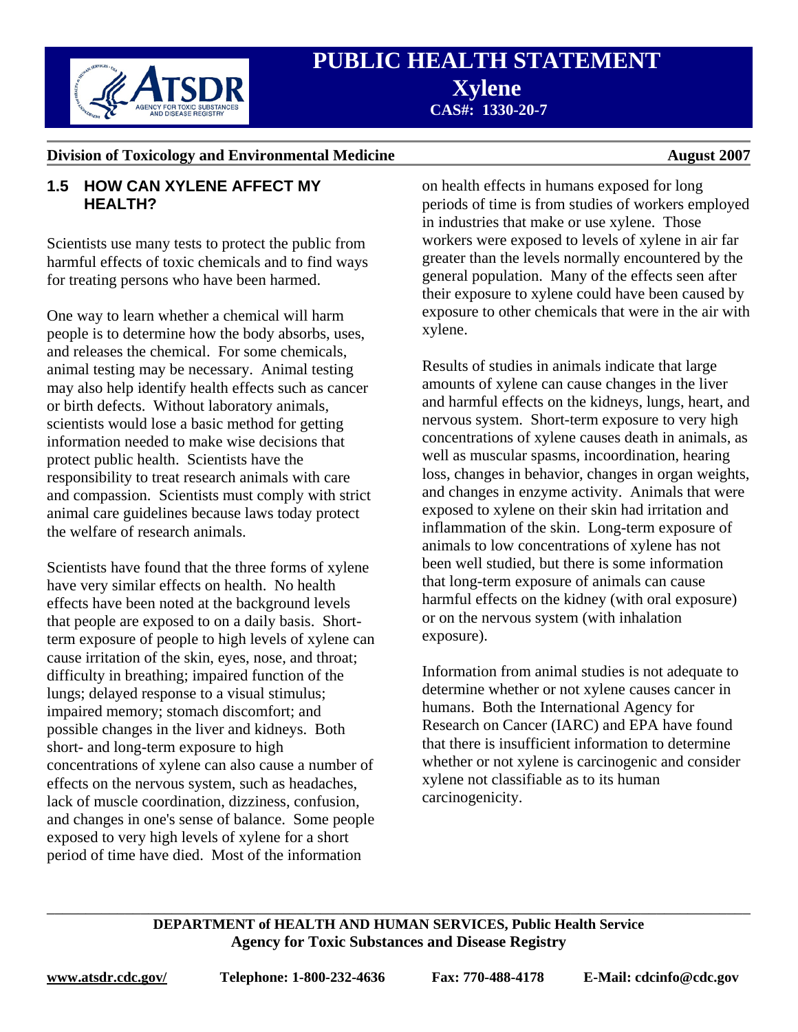## 1.5 HOW CAN XYLENE AFFECT MY HEALTH?

Scientists use many tests to protect the public from harmful effects of toxic chemicals and to find ways for treating persons who have been harmed.

One way to learn whether a chemical will harm people is to determine how the body absorbs, uses, and releases the chemical. For some chemicals, animal testing may be necessary. Animal testing may also help identify health effects such as cancer or birth defects. Without laboratory animals, scientists would lose a basic method for getting information needed to make wise decisions that protect public health. Scientists have the responsibility to treat research animals with care and compassion. Scientists must comply with strict animal care guidelines because laws today protect the welfare of research animals.

Scientists have found that the three forms of xylene have very similar effects on health. No health effects have been noted at the background levels that people are exposed to on a daily basis. Short-term exposure of people to high levels of xylene can cause irritation of the skin, eyes, nose, and throat; difficulty in breathing; impaired function of the lungs; delayed response to a visual stimulus; impaired memory; stomach discomfort; and possible changes in the liver and kidneys. Both short- and long-term exposure to high concentrations of xylene can also cause a number of effects on the nervous system, such as headaches, lack of muscle coordination, dizziness, confusion, and changes in one's sense of balance. Some people exposed to very high levels of xylene for a short period of time have died. Most of the information on health effects in humans exposed for long periods of time is from studies of workers employed in industries that make or use xylene. Those workers were exposed to levels of xylene in air far greater than the levels normally encountered by the general population. Many of the effects seen after their exposure to xylene could have been caused by exposure to other chemicals that were in the air with xylene.

Results of studies in animals indicate that large amounts of xylene can cause changes in the liver and harmful effects on the kidneys, lungs, heart, and nervous system. Short-term exposure to very high concentrations of xylene causes death in animals, as well as muscular spasms, incoordination, hearing loss, changes in behavior, changes in organ weights, and changes in enzyme activity. Animals that were exposed to xylene on their skin had irritation and inflammation of the skin. Long-term exposure of animals to low concentrations of xylene has not been well studied, but there is some information that long-term exposure of animals can cause harmful effects on the kidney (with oral exposure) or on the nervous system (with inhalation exposure).

Information from animal studies is not adequate to determine whether or not xylene causes cancer in humans. Both the International Agency for Research on Cancer (IARC) and EPA have found that there is insufficient information to determine whether or not xylene is carcinogenic and consider xylene not classifiable as to its human carcinogenicity.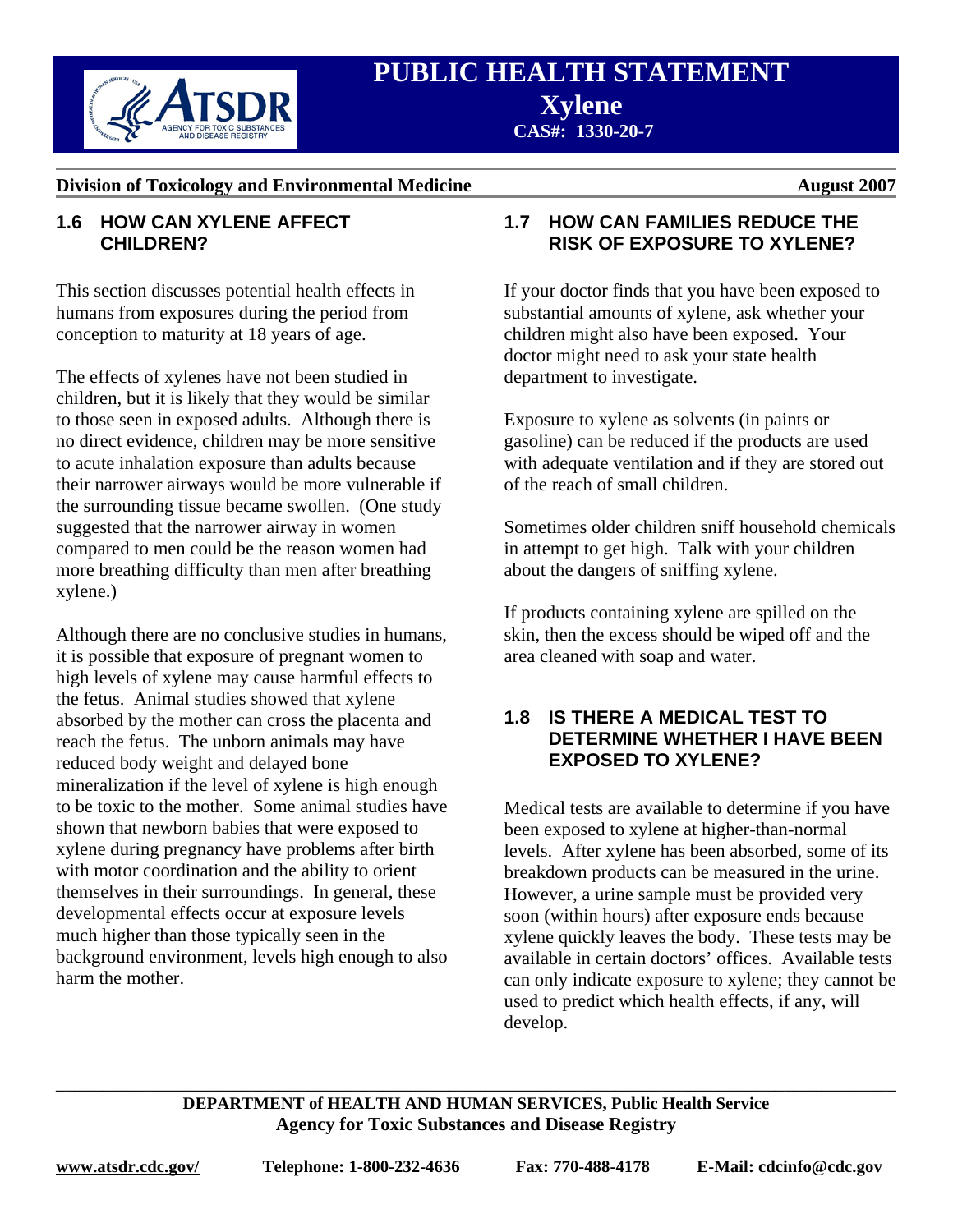## 1.6 HOW CAN XYLENE AFFECT CHILDREN?

This section discusses potential health effects in humans from exposures during the period from conception to maturity at 18 years of age.

The effects of xylenes have not been studied in children, but it is likely that they would be similar to those seen in exposed adults. Although there is no direct evidence, children may be more sensitive to acute inhalation exposure than adults because their narrower airways would be more vulnerable if the surrounding tissue became swollen. (One study suggested that the narrower airway in women compared to men could be the reason women had more breathing difficulty than men after breathing xylene.)

Although there are no conclusive studies in humans, it is possible that exposure of pregnant women to high levels of xylene may cause harmful effects to the fetus. Animal studies showed that xylene absorbed by the mother can cross the placenta and reach the fetus. The unborn animals may have reduced body weight and delayed bone mineralization if the level of xylene is high enough to be toxic to the mother. Some animal studies have shown that newborn babies that were exposed to xylene during pregnancy have problems after birth with motor coordination and the ability to orient themselves in their surroundings. In general, these developmental effects occur at exposure levels much higher than those typically seen in the background environment, levels high enough to also harm the mother.

## 1.7 HOW CAN FAMILIES REDUCE THE RISK OF EXPOSURE TO XYLENE?

If your doctor finds that you have been exposed to substantial amounts of xylene, ask whether your children might also have been exposed. Your doctor might need to ask your state health department to investigate.

Exposure to xylene as solvents (in paints or gasoline) can be reduced if the products are used with adequate ventilation and if they are stored out of the reach of small children.

Sometimes older children sniff household chemicals in attempt to get high. Talk with your children about the dangers of sniffing xylene.

If products containing xylene are spilled on the skin, then the excess should be wiped off and the area cleaned with soap and water.

## 1.8 IS THERE A MEDICAL TEST TO DETERMINE WHETHER I HAVE BEEN EXPOSED TO XYLENE?

Medical tests are available to determine if you have been exposed to xylene at higher-than-normal levels. After xylene has been absorbed, some of its breakdown products can be measured in the urine. However, a urine sample must be provided very soon (within hours) after exposure ends because xylene quickly leaves the body. These tests may be available in certain doctors' offices. Available tests can only indicate exposure to xylene; they cannot be used to predict which health effects, if any, will develop.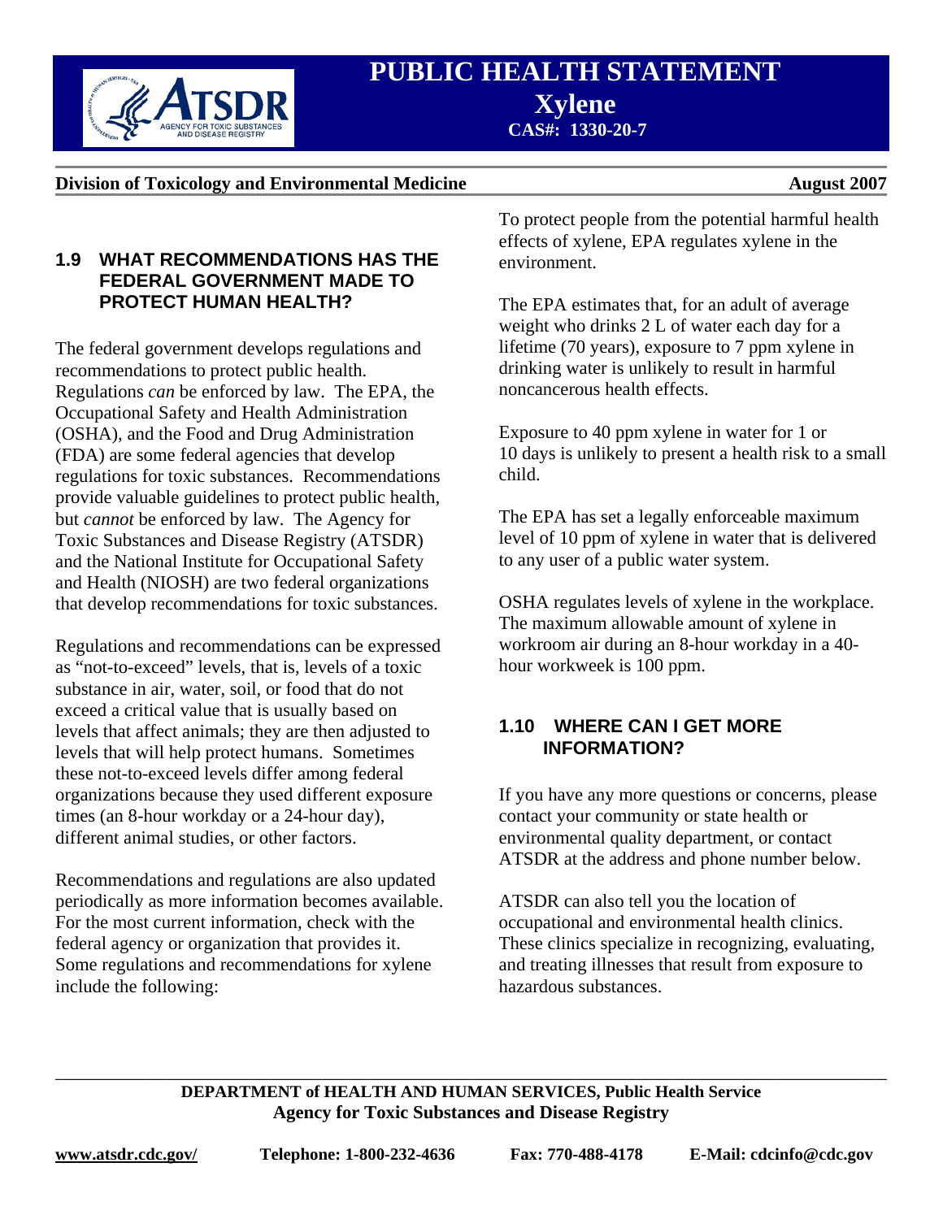## 1.9 WHAT RECOMMENDATIONS HAS THE FEDERAL GOVERNMENT MADE TO PROTECT HUMAN HEALTH?

The federal government develops regulations and recommendations to protect public health. Regulations *can* be enforced by law. The EPA, the Occupational Safety and Health Administration (OSHA), and the Food and Drug Administration (FDA) are some federal agencies that develop regulations for toxic substances. Recommendations provide valuable guidelines to protect public health, but *cannot* be enforced by law. The Agency for Toxic Substances and Disease Registry (ATSDR) and the National Institute for Occupational Safety and Health (NIOSH) are two federal organizations that develop recommendations for toxic substances.

Regulations and recommendations can be expressed as "not-to-exceed" levels, that is, levels of a toxic substance in air, water, soil, or food that do not exceed a critical value that is usually based on levels that affect animals; they are then adjusted to levels that will help protect humans. Sometimes these not-to-exceed levels differ among federal organizations because they used different exposure times (an 8-hour workday or a 24-hour day), different animal studies, or other factors.

Recommendations and regulations are also updated periodically as more information becomes available. For the most current information, check with the federal agency or organization that provides it. Some regulations and recommendations for xylene include the following:

To protect people from the potential harmful health effects of xylene, EPA regulates xylene in the environment.

The EPA estimates that, for an adult of average weight who drinks 2 L of water each day for a lifetime (70 years), exposure to 7 ppm xylene in drinking water is unlikely to result in harmful noncancerous health effects.

Exposure to 40 ppm xylene in water for 1 or 10 days is unlikely to present a health risk to a small child.

The EPA has set a legally enforceable maximum level of 10 ppm of xylene in water that is delivered to any user of a public water system.

OSHA regulates levels of xylene in the workplace. The maximum allowable amount of xylene in workroom air during an 8-hour workday in a 40-hour workweek is 100 ppm.

## 1.10 WHERE CAN I GET MORE INFORMATION?

If you have any more questions or concerns, please contact your community or state health or environmental quality department, or contact ATSDR at the address and phone number below.

ATSDR can also tell you the location of occupational and environmental health clinics. These clinics specialize in recognizing, evaluating, and treating illnesses that result from exposure to hazardous substances.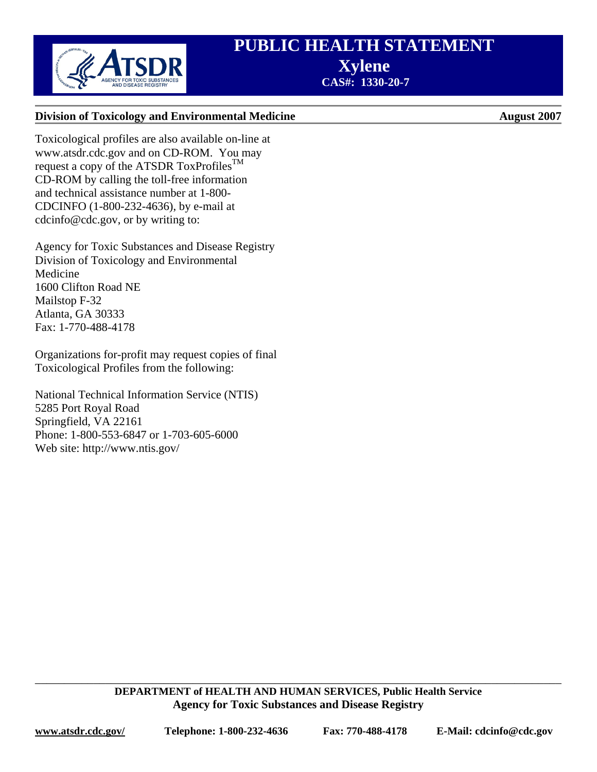Toxicological profiles are also available on-line at www.atsdr.cdc.gov and on CD-ROM. You may request a copy of the ATSDR ToxProfiles™ CD-ROM by calling the toll-free information and technical assistance number at 1-800-CDCINFO (1-800-232-4636), by e-mail at cdcinfo@cdc.gov, or by writing to:

Agency for Toxic Substances and Disease Registry
Division of Toxicology and Environmental Medicine
1600 Clifton Road NE
Mailstop F-32
Atlanta, GA 30333
Fax: 1-770-488-4178

Organizations for-profit may request copies of final Toxicological Profiles from the following:

National Technical Information Service (NTIS)
5285 Port Royal Road
Springfield, VA 22161
Phone: 1-800-553-6847 or 1-703-605-6000
Web site: http://www.ntis.gov/